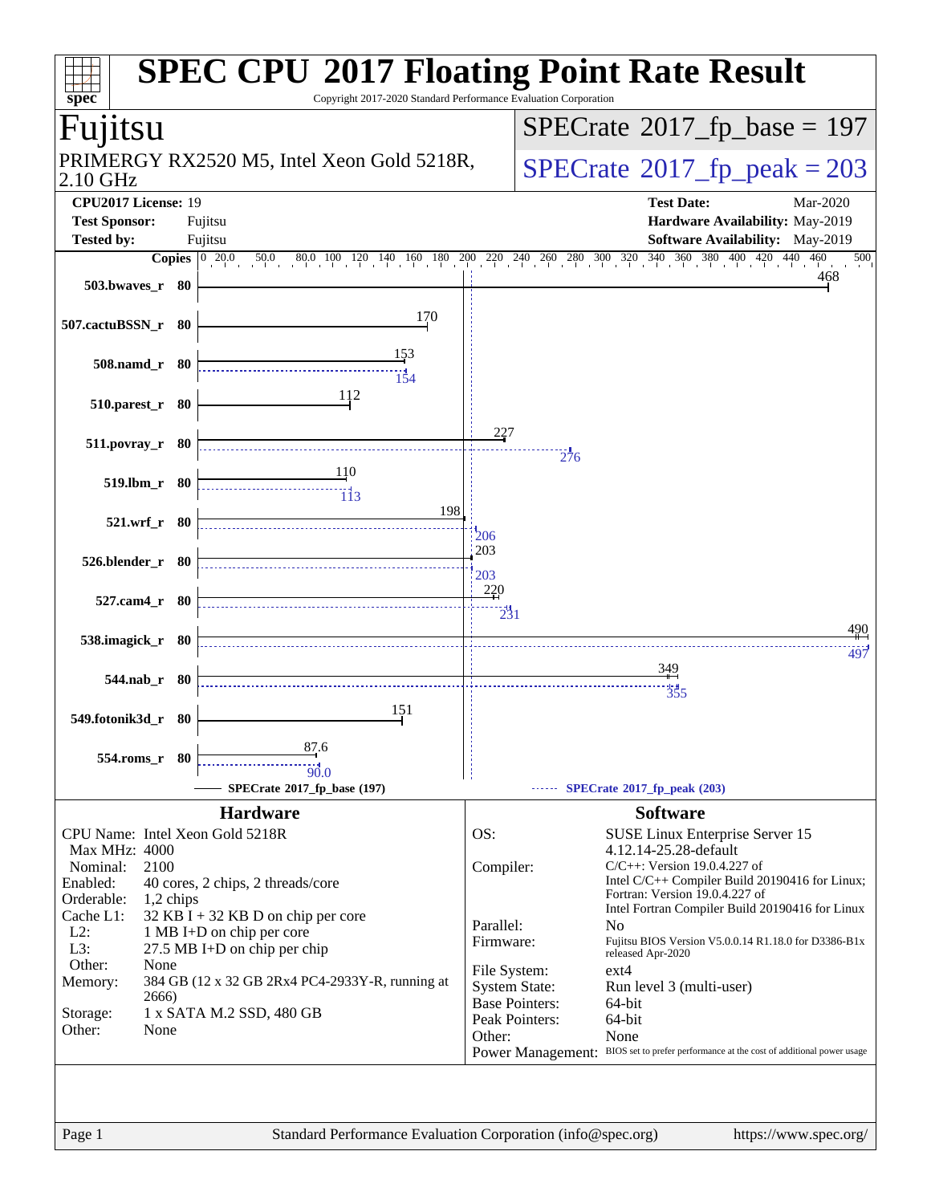# SPEC CPU 2017 Floating Point Rate Result

Copyright 2017-2020 Standard Performance Evaluation Corporation

## Fujitsu

PRIMERGY RX2520 M5, Intel Xeon Gold 5218R, 2.10 GHz

SPECrate 2017_fp_base = 197

SPECrate 2017_fp_peak = 203

| | | | |
|---|---|---|---|
| **CPU2017 License:** | 19 | **Test Date:** | Mar-2020 |
| **Test Sponsor:** | Fujitsu | **Hardware Availability:** | May-2019 |
| **Tested by:** | Fujitsu | **Software Availability:** | May-2019 |

Copies 0 20.0 50.0 80.0 100 120 140 160 180 200 220 240 260 280 300 320 340 360 380 400 420 440 460 500

503.bwaves_r 80 — 468

507.cactuBSSN_r 80 — 170

508.namd_r 80 — 153 / 154

510.parest_r 80 — 112

511.povray_r 80 — 227 / 276

519.lbm_r 80 — 110 / 113

521.wrf_r 80 — 198 / 206

526.blender_r 80 — 203 / 203

527.cam4_r 80 — 220 / 231

538.imagick_r 80 — 490 / 497

544.nab_r 80 — 349 / 355

549.fotonik3d_r 80 — 151

554.roms_r 80 — 87.6 / 90.0

SPECrate 2017_fp_base (197)

SPECrate 2017_fp_peak (203)

## Hardware

| | |
|---|---|
| CPU Name: | Intel Xeon Gold 5218R |
| Max MHz: | 4000 |
| Nominal: | 2100 |
| Enabled: | 40 cores, 2 chips, 2 threads/core |
| Orderable: | 1,2 chips |
| Cache L1: | 32 KB I + 32 KB D on chip per core |
| L2: | 1 MB I+D on chip per core |
| L3: | 27.5 MB I+D on chip per chip |
| Other: | None |
| Memory: | 384 GB (12 x 32 GB 2Rx4 PC4-2933Y-R, running at 2666) |
| Storage: | 1 x SATA M.2 SSD, 480 GB |
| Other: | None |

## Software

| | |
|---|---|
| OS: | SUSE Linux Enterprise Server 15 4.12.14-25.28-default |
| Compiler: | C/C++: Version 19.0.4.227 of Intel C/C++ Compiler Build 20190416 for Linux; Fortran: Version 19.0.4.227 of Intel Fortran Compiler Build 20190416 for Linux |
| Parallel: | No |
| Firmware: | Fujitsu BIOS Version V5.0.0.14 R1.18.0 for D3386-B1x released Apr-2020 |
| File System: | ext4 |
| System State: | Run level 3 (multi-user) |
| Base Pointers: | 64-bit |
| Peak Pointers: | 64-bit |
| Other: | None |
| Power Management: | BIOS set to prefer performance at the cost of additional power usage |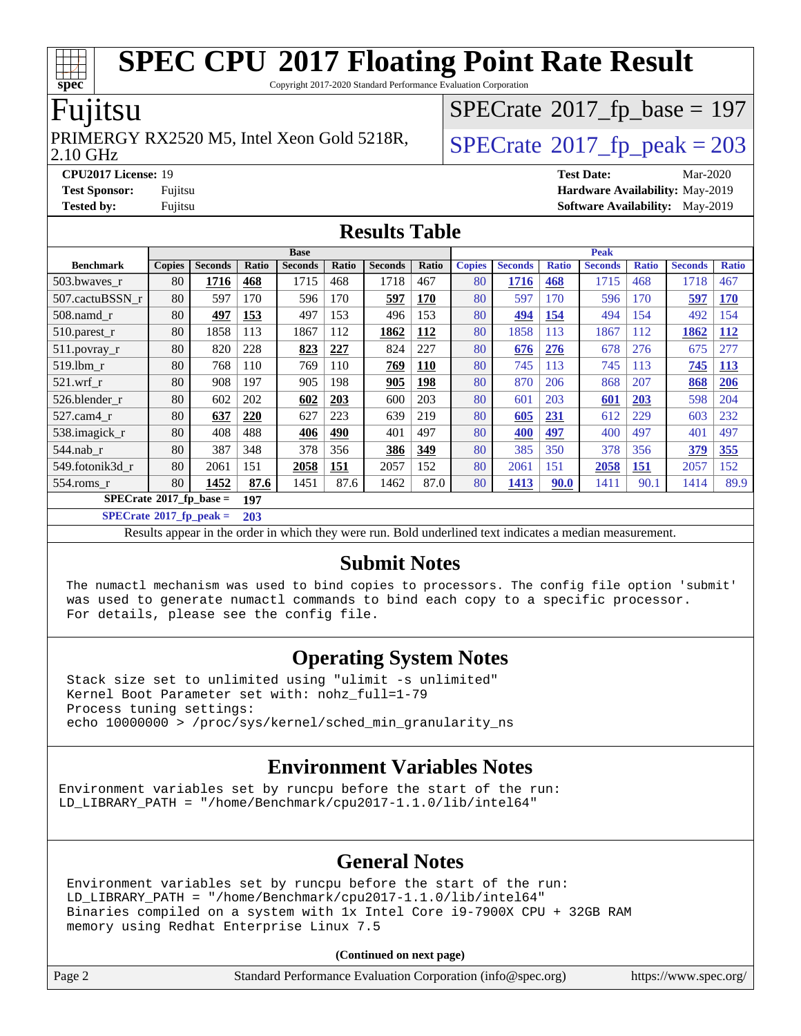# SPEC CPU 2017 Floating Point Rate Result

Copyright 2017-2020 Standard Performance Evaluation Corporation

## Fujitsu

PRIMERGY RX2520 M5, Intel Xeon Gold 5218R, 2.10 GHz

SPECrate 2017_fp_base = 197

SPECrate 2017_fp_peak = 203

**CPU2017 License:** 19
**Test Sponsor:** Fujitsu
**Tested by:** Fujitsu

**Test Date:** Mar-2020
**Hardware Availability:** May-2019
**Software Availability:** May-2019

## Results Table

| | Base | | | | | | | Peak | | | | | | |
|---|---|---|---|---|---|---|---|---|---|---|---|---|---|---|
| **Benchmark** | **Copies** | **Seconds** | **Ratio** | **Seconds** | **Ratio** | **Seconds** | **Ratio** | **Copies** | **Seconds** | **Ratio** | **Seconds** | **Ratio** | **Seconds** | **Ratio** |
| 503.bwaves_r | 80 | **1716** | **468** | 1715 | 468 | 1718 | 467 | 80 | **1716** | **468** | 1715 | 468 | 1718 | 467 |
| 507.cactuBSSN_r | 80 | 597 | 170 | 596 | 170 | **597** | **170** | 80 | 597 | 170 | 596 | 170 | **597** | **170** |
| 508.namd_r | 80 | **497** | **153** | 497 | 153 | 496 | 153 | 80 | **494** | **154** | 494 | 154 | 492 | 154 |
| 510.parest_r | 80 | 1858 | 113 | 1867 | 112 | **1862** | **112** | 80 | 1858 | 113 | 1867 | 112 | **1862** | **112** |
| 511.povray_r | 80 | 820 | 228 | **823** | **227** | 824 | 227 | 80 | **676** | **276** | 678 | 276 | 675 | 277 |
| 519.lbm_r | 80 | 768 | 110 | 769 | 110 | **769** | **110** | 80 | 745 | 113 | 745 | 113 | **745** | **113** |
| 521.wrf_r | 80 | 908 | 197 | 905 | 198 | **905** | **198** | 80 | 870 | 206 | 868 | 207 | **868** | **206** |
| 526.blender_r | 80 | 602 | 202 | **602** | **203** | 600 | 203 | 80 | 601 | 203 | **601** | **203** | 598 | 204 |
| 527.cam4_r | 80 | **637** | **220** | 627 | 223 | 639 | 219 | 80 | **605** | **231** | 612 | 229 | 603 | 232 |
| 538.imagick_r | 80 | 408 | 488 | **406** | **490** | 401 | 497 | 80 | **400** | **497** | 400 | 497 | 401 | 497 |
| 544.nab_r | 80 | 387 | 348 | 378 | 356 | **386** | **349** | 80 | 385 | 350 | 378 | 356 | **379** | **355** |
| 549.fotonik3d_r | 80 | 2061 | 151 | **2058** | **151** | 2057 | 152 | 80 | 2061 | 151 | **2058** | **151** | 2057 | 152 |
| 554.roms_r | 80 | **1452** | **87.6** | 1451 | 87.6 | 1462 | 87.0 | 80 | **1413** | **90.0** | 1411 | 90.1 | 1414 | 89.9 |

**SPECrate 2017_fp_base = 197**

**SPECrate 2017_fp_peak = 203**

Results appear in the order in which they were run. Bold underlined text indicates a median measurement.

## Submit Notes

```
The numactl mechanism was used to bind copies to processors. The config file option 'submit'
was used to generate numactl commands to bind each copy to a specific processor.
For details, please see the config file.
```

## Operating System Notes

```
Stack size set to unlimited using "ulimit -s unlimited"
Kernel Boot Parameter set with: nohz_full=1-79
Process tuning settings:
echo 10000000 > /proc/sys/kernel/sched_min_granularity_ns
```

## Environment Variables Notes

```
Environment variables set by runcpu before the start of the run:
LD_LIBRARY_PATH = "/home/Benchmark/cpu2017-1.1.0/lib/intel64"
```

## General Notes

```
Environment variables set by runcpu before the start of the run:
LD_LIBRARY_PATH = "/home/Benchmark/cpu2017-1.1.0/lib/intel64"
Binaries compiled on a system with 1x Intel Core i9-7900X CPU + 32GB RAM
memory using Redhat Enterprise Linux 7.5
```

**(Continued on next page)**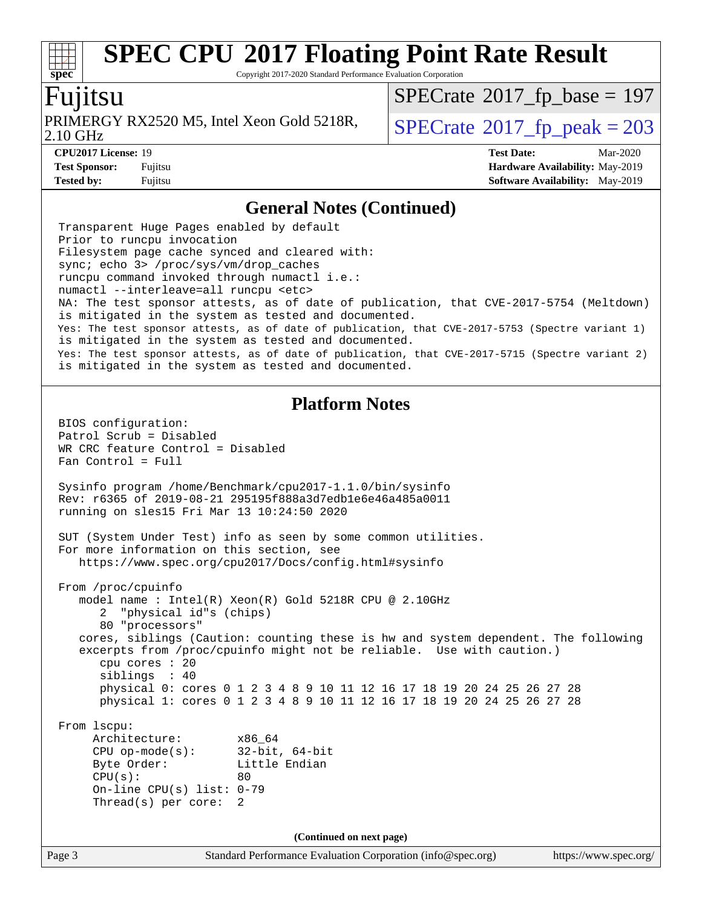# SPEC CPU 2017 Floating Point Rate Result

Copyright 2017-2020 Standard Performance Evaluation Corporation

## Fujitsu

PRIMERGY RX2520 M5, Intel Xeon Gold 5218R, 2.10 GHz

SPECrate 2017_fp_base = 197

SPECrate 2017_fp_peak = 203

**CPU2017 License:** 19
**Test Sponsor:** Fujitsu
**Tested by:** Fujitsu

**Test Date:** Mar-2020
**Hardware Availability:** May-2019
**Software Availability:** May-2019

## General Notes (Continued)

```
Transparent Huge Pages enabled by default
Prior to runcpu invocation
Filesystem page cache synced and cleared with:
sync; echo 3> /proc/sys/vm/drop_caches
runcpu command invoked through numactl i.e.:
numactl --interleave=all runcpu <etc>
NA: The test sponsor attests, as of date of publication, that CVE-2017-5754 (Meltdown)
is mitigated in the system as tested and documented.
Yes: The test sponsor attests, as of date of publication, that CVE-2017-5753 (Spectre variant 1)
is mitigated in the system as tested and documented.
Yes: The test sponsor attests, as of date of publication, that CVE-2017-5715 (Spectre variant 2)
is mitigated in the system as tested and documented.
```

## Platform Notes

```
BIOS configuration:
Patrol Scrub = Disabled
WR CRC feature Control = Disabled
Fan Control = Full

Sysinfo program /home/Benchmark/cpu2017-1.1.0/bin/sysinfo
Rev: r6365 of 2019-08-21 295195f888a3d7edb1e6e46a485a0011
running on sles15 Fri Mar 13 10:24:50 2020

SUT (System Under Test) info as seen by some common utilities.
For more information on this section, see
   https://www.spec.org/cpu2017/Docs/config.html#sysinfo

From /proc/cpuinfo
   model name : Intel(R) Xeon(R) Gold 5218R CPU @ 2.10GHz
      2  "physical id"s (chips)
      80 "processors"
   cores, siblings (Caution: counting these is hw and system dependent. The following
   excerpts from /proc/cpuinfo might not be reliable.  Use with caution.)
      cpu cores : 20
      siblings  : 40
      physical 0: cores 0 1 2 3 4 8 9 10 11 12 16 17 18 19 20 24 25 26 27 28
      physical 1: cores 0 1 2 3 4 8 9 10 11 12 16 17 18 19 20 24 25 26 27 28

From lscpu:
     Architecture:          x86_64
     CPU op-mode(s):        32-bit, 64-bit
     Byte Order:            Little Endian
     CPU(s):                80
     On-line CPU(s) list: 0-79
     Thread(s) per core:  2
```

(Continued on next page)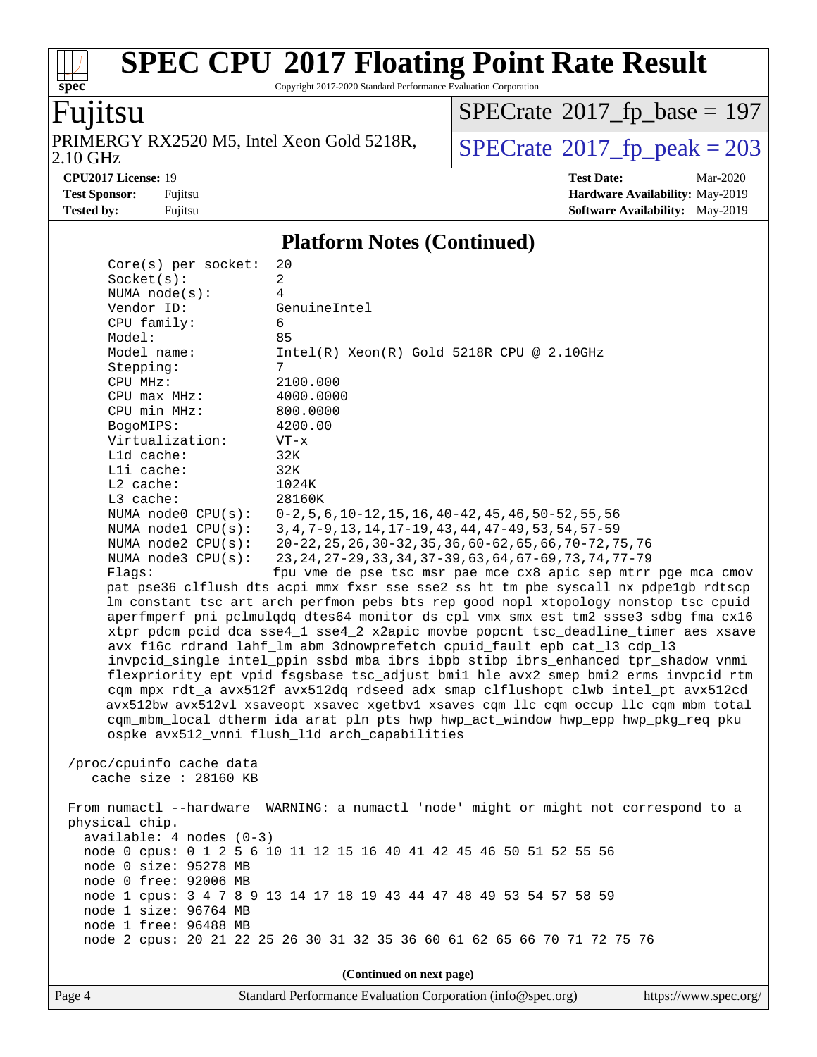## Platform Notes (Continued)

```
Core(s) per socket:   20
Socket(s):            2
NUMA node(s):         4
Vendor ID:            GenuineIntel
CPU family:           6
Model:                85
Model name:           Intel(R) Xeon(R) Gold 5218R CPU @ 2.10GHz
Stepping:             7
CPU MHz:              2100.000
CPU max MHz:          4000.0000
CPU min MHz:          800.0000
BogoMIPS:             4200.00
Virtualization:       VT-x
L1d cache:            32K
L1i cache:            32K
L2 cache:             1024K
L3 cache:             28160K
NUMA node0 CPU(s):    0-2,5,6,10-12,15,16,40-42,45,46,50-52,55,56
NUMA node1 CPU(s):    3,4,7-9,13,14,17-19,43,44,47-49,53,54,57-59
NUMA node2 CPU(s):    20-22,25,26,30-32,35,36,60-62,65,66,70-72,75,76
NUMA node3 CPU(s):    23,24,27-29,33,34,37-39,63,64,67-69,73,74,77-79
Flags:                fpu vme de pse tsc msr pae mce cx8 apic sep mtrr pge mca cmov
pat pse36 clflush dts acpi mmx fxsr sse sse2 ss ht tm pbe syscall nx pdpe1gb rdtscp
lm constant_tsc art arch_perfmon pebs bts rep_good nopl xtopology nonstop_tsc cpuid
aperfmperf pni pclmulqdq dtes64 monitor ds_cpl vmx smx est tm2 ssse3 sdbg fma cx16
xtpr pdcm pcid dca sse4_1 sse4_2 x2apic movbe popcnt tsc_deadline_timer aes xsave
avx f16c rdrand lahf_lm abm 3dnowprefetch cpuid_fault epb cat_l3 cdp_l3
invpcid_single intel_ppin ssbd mba ibrs ibpb stibp ibrs_enhanced tpr_shadow vnmi
flexpriority ept vpid fsgsbase tsc_adjust bmi1 hle avx2 smep bmi2 erms invpcid rtm
cqm mpx rdt_a avx512f avx512dq rdseed adx smap clflushopt clwb intel_pt avx512cd
avx512bw avx512vl xsaveopt xsavec xgetbv1 xsaves cqm_llc cqm_occup_llc cqm_mbm_total
cqm_mbm_local dtherm ida arat pln pts hwp hwp_act_window hwp_epp hwp_pkg_req pku
ospke avx512_vnni flush_l1d arch_capabilities

/proc/cpuinfo cache data
   cache size : 28160 KB

From numactl --hardware  WARNING: a numactl 'node' might or might not correspond to a
physical chip.
  available: 4 nodes (0-3)
  node 0 cpus: 0 1 2 5 6 10 11 12 15 16 40 41 42 45 46 50 51 52 55 56
  node 0 size: 95278 MB
  node 0 free: 92006 MB
  node 1 cpus: 3 4 7 8 9 13 14 17 18 19 43 44 47 48 49 53 54 57 58 59
  node 1 size: 96764 MB
  node 1 free: 96488 MB
  node 2 cpus: 20 21 22 25 26 30 31 32 35 36 60 61 62 65 66 70 71 72 75 76
```

(Continued on next page)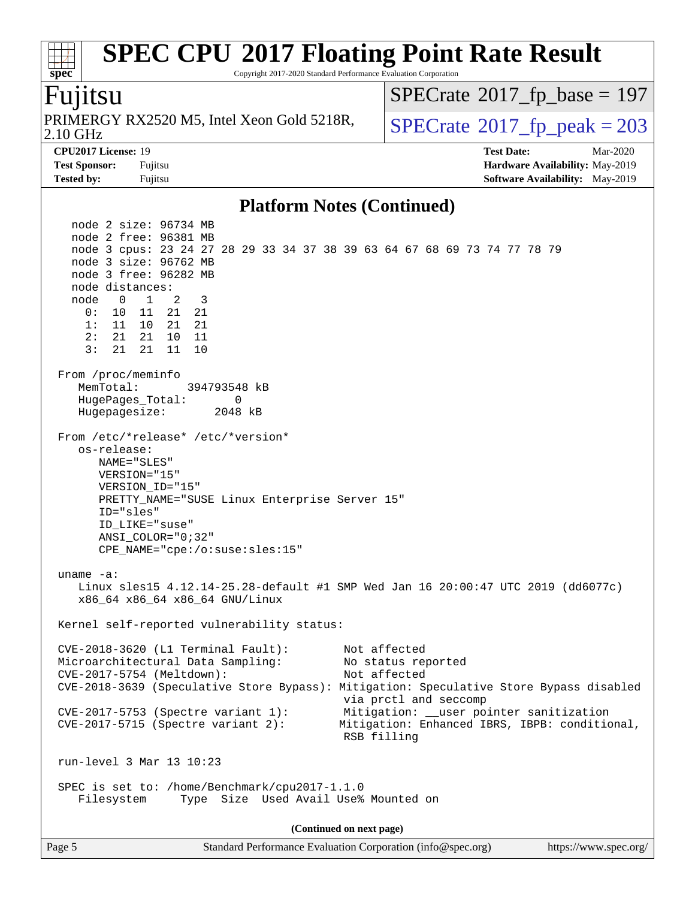## Platform Notes (Continued)

```
  node 2 size: 96734 MB
  node 2 free: 96381 MB
  node 3 cpus: 23 24 27 28 29 33 34 37 38 39 63 64 67 68 69 73 74 77 78 79
  node 3 size: 96762 MB
  node 3 free: 96282 MB
  node distances:
  node   0   1   2   3
    0:  10  11  21  21
    1:  11  10  21  21
    2:  21  21  10  11
    3:  21  21  11  10

From /proc/meminfo
   MemTotal:       394793548 kB
   HugePages_Total:       0
   Hugepagesize:       2048 kB

From /etc/*release* /etc/*version*
   os-release:
      NAME="SLES"
      VERSION="15"
      VERSION_ID="15"
      PRETTY_NAME="SUSE Linux Enterprise Server 15"
      ID="sles"
      ID_LIKE="suse"
      ANSI_COLOR="0;32"
      CPE_NAME="cpe:/o:suse:sles:15"

uname -a:
   Linux sles15 4.12.14-25.28-default #1 SMP Wed Jan 16 20:00:47 UTC 2019 (dd6077c)
   x86_64 x86_64 x86_64 GNU/Linux

Kernel self-reported vulnerability status:

CVE-2018-3620 (L1 Terminal Fault):        Not affected
Microarchitectural Data Sampling:         No status reported
CVE-2017-5754 (Meltdown):                 Not affected
CVE-2018-3639 (Speculative Store Bypass): Mitigation: Speculative Store Bypass disabled
                                          via prctl and seccomp
CVE-2017-5753 (Spectre variant 1):        Mitigation: __user pointer sanitization
CVE-2017-5715 (Spectre variant 2):        Mitigation: Enhanced IBRS, IBPB: conditional,
                                          RSB filling

run-level 3 Mar 13 10:23

SPEC is set to: /home/Benchmark/cpu2017-1.1.0
   Filesystem     Type  Size  Used Avail Use% Mounted on
```

(Continued on next page)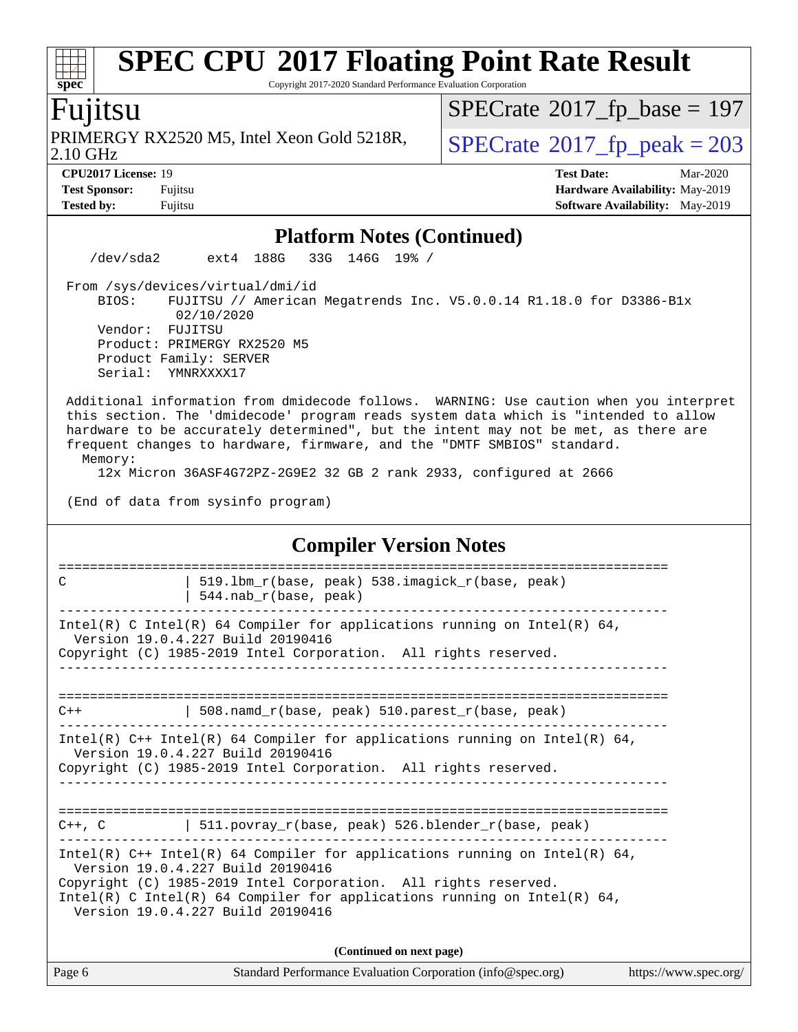## Platform Notes (Continued)

```
    /dev/sda2      ext4  188G   33G  146G  19% /

 From /sys/devices/virtual/dmi/id
     BIOS:    FUJITSU // American Megatrends Inc. V5.0.0.14 R1.18.0 for D3386-B1x
              02/10/2020
     Vendor:  FUJITSU
     Product: PRIMERGY RX2520 M5
     Product Family: SERVER
     Serial:  YMNRXXXX17

 Additional information from dmidecode follows.  WARNING: Use caution when you interpret
 this section. The 'dmidecode' program reads system data which is "intended to allow
 hardware to be accurately determined", but the intent may not be met, as there are
 frequent changes to hardware, firmware, and the "DMTF SMBIOS" standard.
   Memory:
     12x Micron 36ASF4G72PZ-2G9E2 32 GB 2 rank 2933, configured at 2666

 (End of data from sysinfo program)
```

## Compiler Version Notes

```
==============================================================================
C               | 519.lbm_r(base, peak) 538.imagick_r(base, peak)
                | 544.nab_r(base, peak)
------------------------------------------------------------------------------
Intel(R) C Intel(R) 64 Compiler for applications running on Intel(R) 64,
  Version 19.0.4.227 Build 20190416
Copyright (C) 1985-2019 Intel Corporation.  All rights reserved.
------------------------------------------------------------------------------

==============================================================================
C++             | 508.namd_r(base, peak) 510.parest_r(base, peak)
------------------------------------------------------------------------------
Intel(R) C++ Intel(R) 64 Compiler for applications running on Intel(R) 64,
  Version 19.0.4.227 Build 20190416
Copyright (C) 1985-2019 Intel Corporation.  All rights reserved.
------------------------------------------------------------------------------

==============================================================================
C++, C          | 511.povray_r(base, peak) 526.blender_r(base, peak)
------------------------------------------------------------------------------
Intel(R) C++ Intel(R) 64 Compiler for applications running on Intel(R) 64,
  Version 19.0.4.227 Build 20190416
Copyright (C) 1985-2019 Intel Corporation.  All rights reserved.
Intel(R) C Intel(R) 64 Compiler for applications running on Intel(R) 64,
  Version 19.0.4.227 Build 20190416
```

(Continued on next page)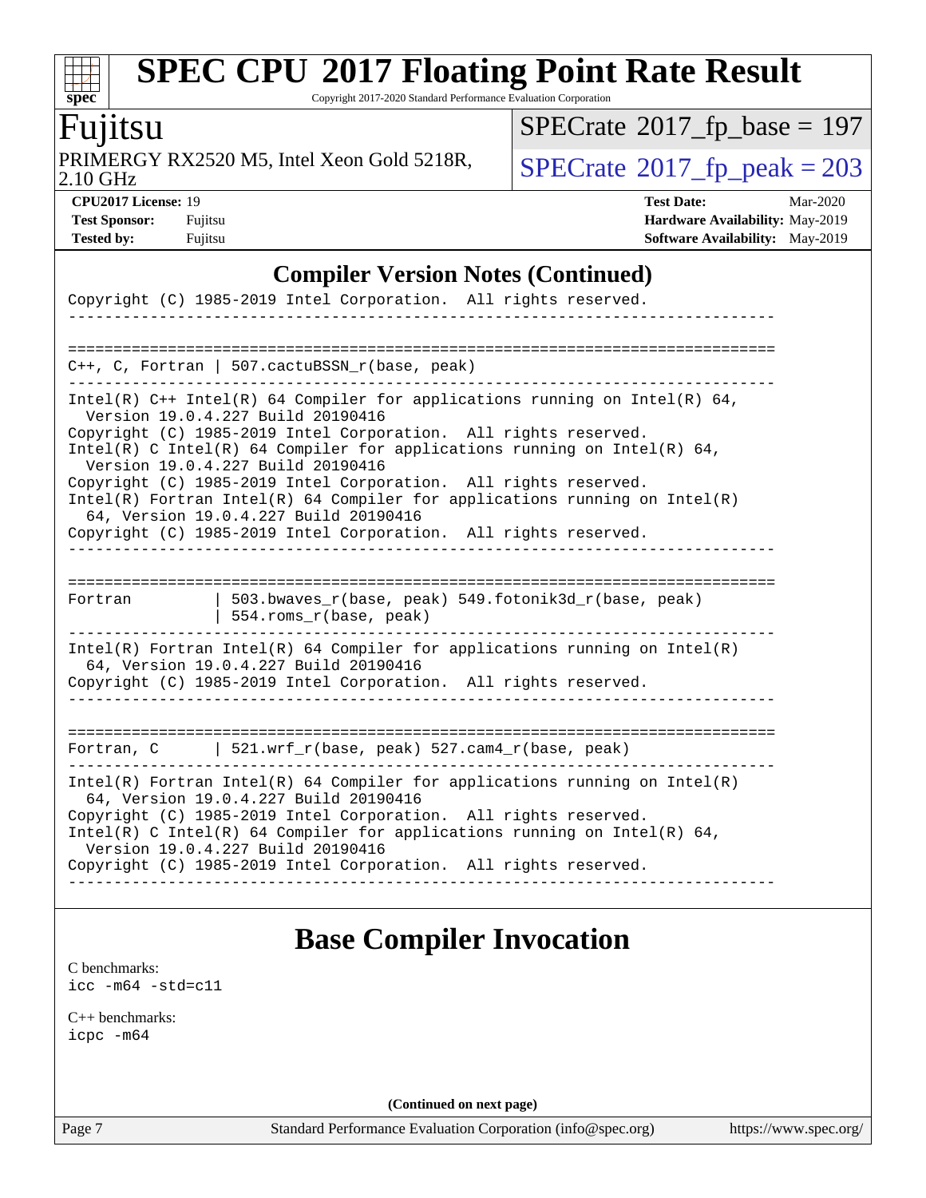## Compiler Version Notes (Continued)

```
Copyright (C) 1985-2019 Intel Corporation.  All rights reserved.
------------------------------------------------------------------------------

==============================================================================
C++, C, Fortran | 507.cactuBSSN_r(base, peak)
------------------------------------------------------------------------------
Intel(R) C++ Intel(R) 64 Compiler for applications running on Intel(R) 64,
  Version 19.0.4.227 Build 20190416
Copyright (C) 1985-2019 Intel Corporation.  All rights reserved.
Intel(R) C Intel(R) 64 Compiler for applications running on Intel(R) 64,
  Version 19.0.4.227 Build 20190416
Copyright (C) 1985-2019 Intel Corporation.  All rights reserved.
Intel(R) Fortran Intel(R) 64 Compiler for applications running on Intel(R)
  64, Version 19.0.4.227 Build 20190416
Copyright (C) 1985-2019 Intel Corporation.  All rights reserved.
------------------------------------------------------------------------------

==============================================================================
Fortran         | 503.bwaves_r(base, peak) 549.fotonik3d_r(base, peak)
                | 554.roms_r(base, peak)
------------------------------------------------------------------------------
Intel(R) Fortran Intel(R) 64 Compiler for applications running on Intel(R)
  64, Version 19.0.4.227 Build 20190416
Copyright (C) 1985-2019 Intel Corporation.  All rights reserved.
------------------------------------------------------------------------------

==============================================================================
Fortran, C      | 521.wrf_r(base, peak) 527.cam4_r(base, peak)
------------------------------------------------------------------------------
Intel(R) Fortran Intel(R) 64 Compiler for applications running on Intel(R)
  64, Version 19.0.4.227 Build 20190416
Copyright (C) 1985-2019 Intel Corporation.  All rights reserved.
Intel(R) C Intel(R) 64 Compiler for applications running on Intel(R) 64,
  Version 19.0.4.227 Build 20190416
Copyright (C) 1985-2019 Intel Corporation.  All rights reserved.
------------------------------------------------------------------------------
```

## Base Compiler Invocation

C benchmarks:
`icc -m64 -std=c11`

C++ benchmarks:
`icpc -m64`

(Continued on next page)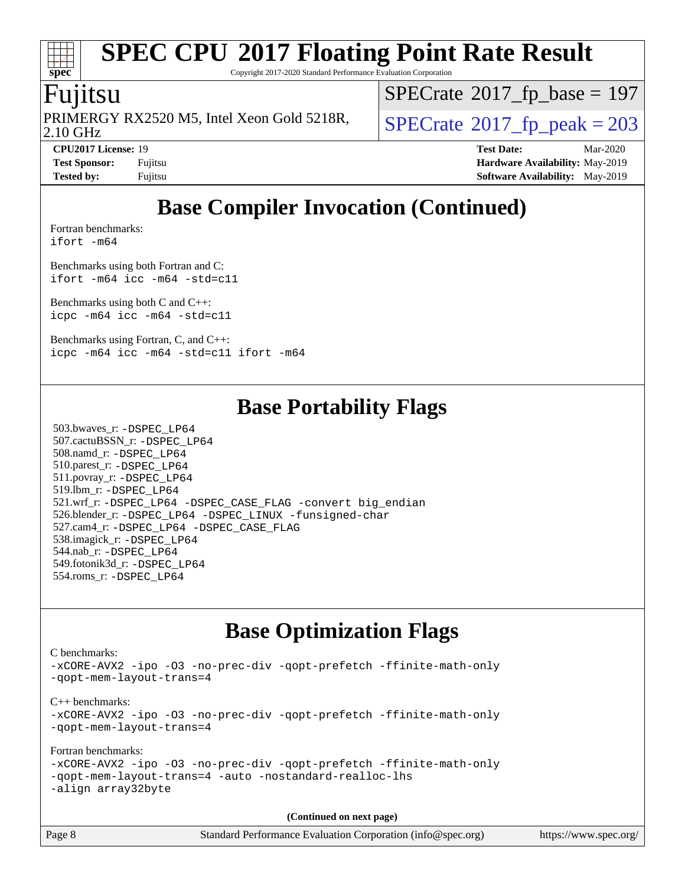## Base Compiler Invocation (Continued)

Fortran benchmarks:
ifort -m64

Benchmarks using both Fortran and C:
ifort -m64 icc -m64 -std=c11

Benchmarks using both C and C++:
icpc -m64 icc -m64 -std=c11

Benchmarks using Fortran, C, and C++:
icpc -m64 icc -m64 -std=c11 ifort -m64

## Base Portability Flags

503.bwaves_r: -DSPEC_LP64
507.cactuBSSN_r: -DSPEC_LP64
508.namd_r: -DSPEC_LP64
510.parest_r: -DSPEC_LP64
511.povray_r: -DSPEC_LP64
519.lbm_r: -DSPEC_LP64
521.wrf_r: -DSPEC_LP64 -DSPEC_CASE_FLAG -convert big_endian
526.blender_r: -DSPEC_LP64 -DSPEC_LINUX -funsigned-char
527.cam4_r: -DSPEC_LP64 -DSPEC_CASE_FLAG
538.imagick_r: -DSPEC_LP64
544.nab_r: -DSPEC_LP64
549.fotonik3d_r: -DSPEC_LP64
554.roms_r: -DSPEC_LP64

## Base Optimization Flags

C benchmarks:
-xCORE-AVX2 -ipo -O3 -no-prec-div -qopt-prefetch -ffinite-math-only
-qopt-mem-layout-trans=4

C++ benchmarks:
-xCORE-AVX2 -ipo -O3 -no-prec-div -qopt-prefetch -ffinite-math-only
-qopt-mem-layout-trans=4

Fortran benchmarks:
-xCORE-AVX2 -ipo -O3 -no-prec-div -qopt-prefetch -ffinite-math-only
-qopt-mem-layout-trans=4 -auto -nostandard-realloc-lhs
-align array32byte

**(Continued on next page)**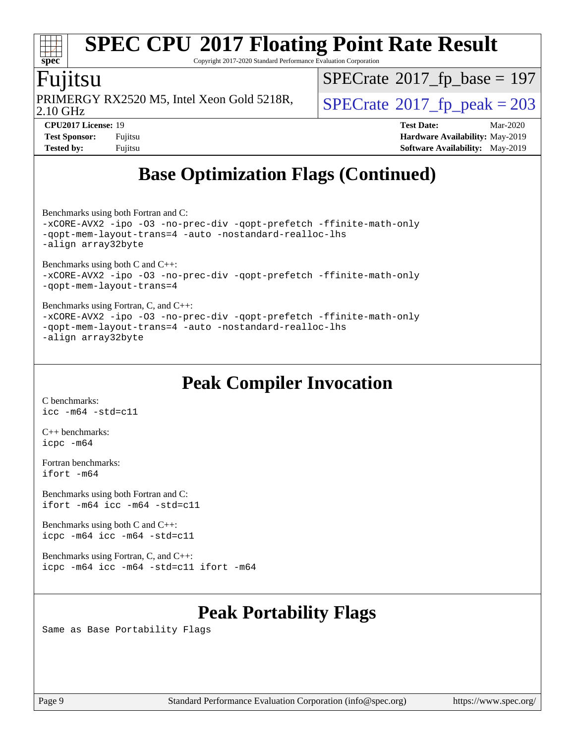## Base Optimization Flags (Continued)

Benchmarks using both Fortran and C:

```
-xCORE-AVX2 -ipo -O3 -no-prec-div -qopt-prefetch -ffinite-math-only
-qopt-mem-layout-trans=4 -auto -nostandard-realloc-lhs
-align array32byte
```

Benchmarks using both C and C++:

```
-xCORE-AVX2 -ipo -O3 -no-prec-div -qopt-prefetch -ffinite-math-only
-qopt-mem-layout-trans=4
```

Benchmarks using Fortran, C, and C++:

```
-xCORE-AVX2 -ipo -O3 -no-prec-div -qopt-prefetch -ffinite-math-only
-qopt-mem-layout-trans=4 -auto -nostandard-realloc-lhs
-align array32byte
```

## Peak Compiler Invocation

C benchmarks:

```
icc -m64 -std=c11
```

C++ benchmarks:

```
icpc -m64
```

Fortran benchmarks:

```
ifort -m64
```

Benchmarks using both Fortran and C:

```
ifort -m64 icc -m64 -std=c11
```

Benchmarks using both C and C++:

```
icpc -m64 icc -m64 -std=c11
```

Benchmarks using Fortran, C, and C++:

```
icpc -m64 icc -m64 -std=c11 ifort -m64
```

## Peak Portability Flags

Same as Base Portability Flags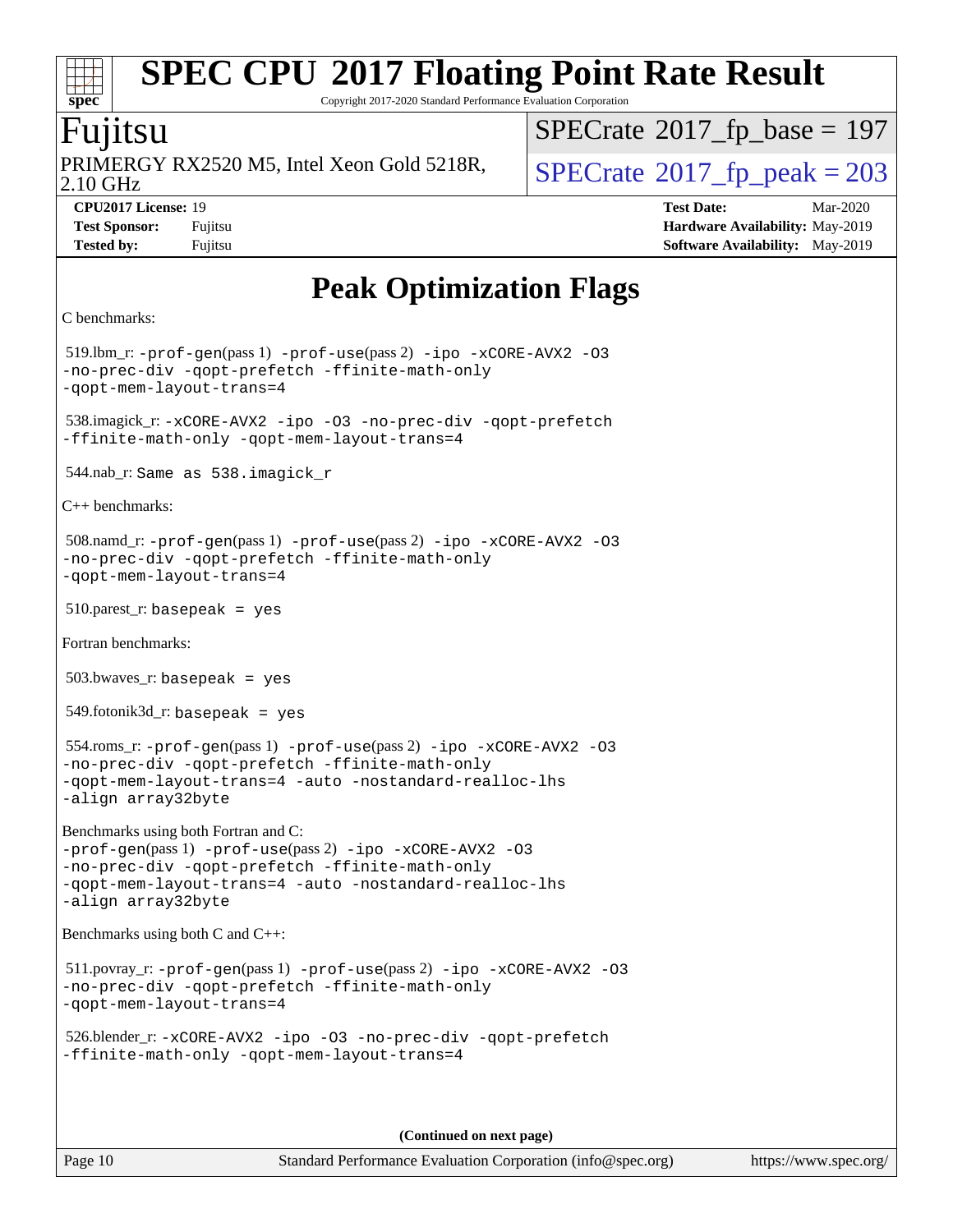# Peak Optimization Flags

C benchmarks:

519.lbm_r: `-prof-gen`(pass 1) `-prof-use`(pass 2) `-ipo -xCORE-AVX2 -O3 -no-prec-div -qopt-prefetch -ffinite-math-only -qopt-mem-layout-trans=4`

538.imagick_r: `-xCORE-AVX2 -ipo -O3 -no-prec-div -qopt-prefetch -ffinite-math-only -qopt-mem-layout-trans=4`

544.nab_r: `Same as 538.imagick_r`

C++ benchmarks:

508.namd_r: `-prof-gen`(pass 1) `-prof-use`(pass 2) `-ipo -xCORE-AVX2 -O3 -no-prec-div -qopt-prefetch -ffinite-math-only -qopt-mem-layout-trans=4`

510.parest_r: `basepeak = yes`

Fortran benchmarks:

503.bwaves_r: `basepeak = yes`

549.fotonik3d_r: `basepeak = yes`

554.roms_r: `-prof-gen`(pass 1) `-prof-use`(pass 2) `-ipo -xCORE-AVX2 -O3 -no-prec-div -qopt-prefetch -ffinite-math-only -qopt-mem-layout-trans=4 -auto -nostandard-realloc-lhs -align array32byte`

Benchmarks using both Fortran and C:
`-prof-gen`(pass 1) `-prof-use`(pass 2) `-ipo -xCORE-AVX2 -O3 -no-prec-div -qopt-prefetch -ffinite-math-only -qopt-mem-layout-trans=4 -auto -nostandard-realloc-lhs -align array32byte`

Benchmarks using both C and C++:

511.povray_r: `-prof-gen`(pass 1) `-prof-use`(pass 2) `-ipo -xCORE-AVX2 -O3 -no-prec-div -qopt-prefetch -ffinite-math-only -qopt-mem-layout-trans=4`

526.blender_r: `-xCORE-AVX2 -ipo -O3 -no-prec-div -qopt-prefetch -ffinite-math-only -qopt-mem-layout-trans=4`

**(Continued on next page)**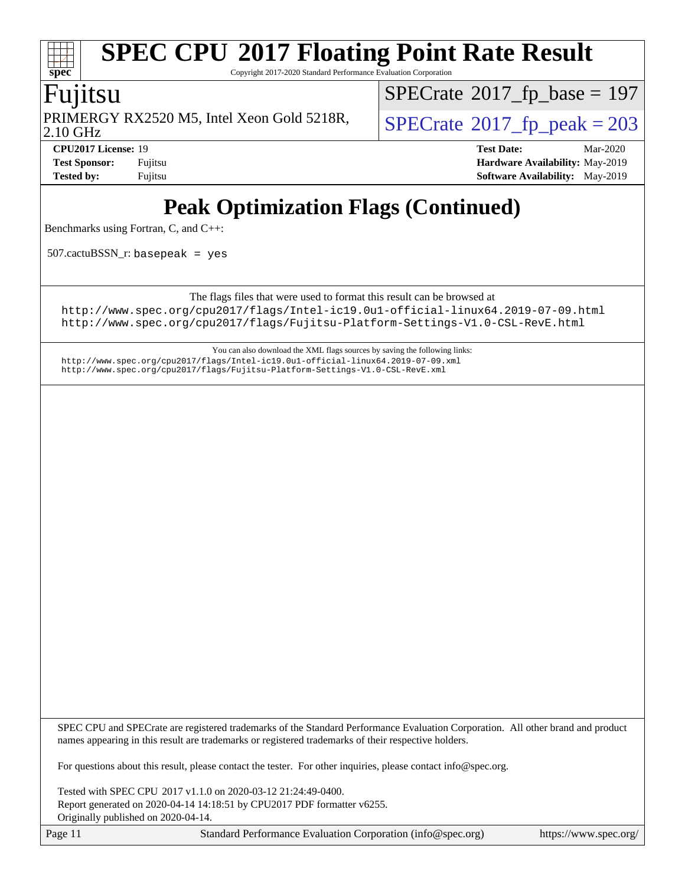# Peak Optimization Flags (Continued)

Benchmarks using Fortran, C, and C++:

507.cactuBSSN_r: basepeak = yes

The flags files that were used to format this result can be browsed at

http://www.spec.org/cpu2017/flags/Intel-ic19.0u1-official-linux64.2019-07-09.html
http://www.spec.org/cpu2017/flags/Fujitsu-Platform-Settings-V1.0-CSL-RevE.html

You can also download the XML flags sources by saving the following links:

http://www.spec.org/cpu2017/flags/Intel-ic19.0u1-official-linux64.2019-07-09.xml
http://www.spec.org/cpu2017/flags/Fujitsu-Platform-Settings-V1.0-CSL-RevE.xml

SPEC CPU and SPECrate are registered trademarks of the Standard Performance Evaluation Corporation. All other brand and product names appearing in this result are trademarks or registered trademarks of their respective holders.

For questions about this result, please contact the tester. For other inquiries, please contact info@spec.org.

Tested with SPEC CPU 2017 v1.1.0 on 2020-03-12 21:24:49-0400.
Report generated on 2020-04-14 14:18:51 by CPU2017 PDF formatter v6255.
Originally published on 2020-04-14.